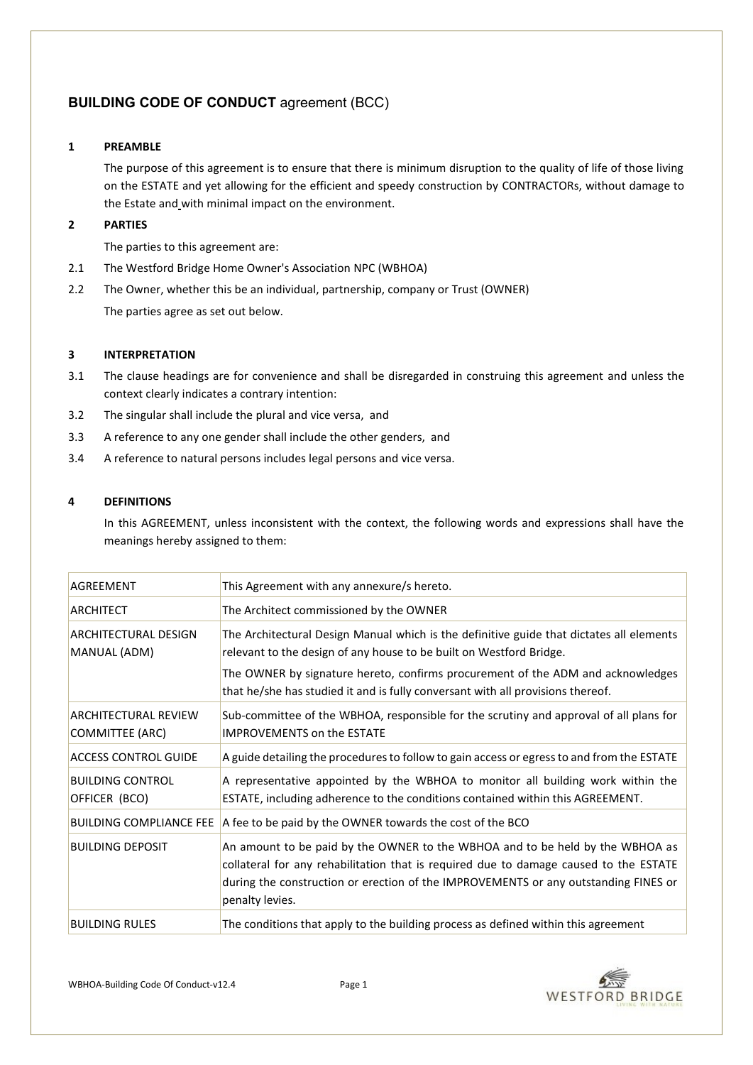# **BUILDING CODE OF CONDUCT** agreement (BCC)

## 1 PREAMBLE

The purpose of this agreement is to ensure that there is minimum disruption to the quality of life of those living on the ESTATE and yet allowing for the efficient and speedy construction by CONTRACTORs, without damage to the Estate and with minimal impact on the environment.

## 2 PARTIES

The parties to this agreement are:

2.1 The Westford Bridge Home Owner's Association NPC (WBHOA)

2.2 The Owner, whether this be an individual, partnership, company or Trust (OWNER)

The parties agree as set out below.

## 3 INTERPRETATION

3.1 The clause headings are for convenience and shall be disregarded in construing this agreement and unless the context clearly indicates a contrary intention:

3.2 The singular shall include the plural and vice versa, and

3.3 A reference to any one gender shall include the other genders, and

3.4 A reference to natural persons includes legal persons and vice versa.

## 4 DEFINITIONS

In this AGREEMENT, unless inconsistent with the context, the following words and expressions shall have the meanings hereby assigned to them:

| | |
|---|---|
| AGREEMENT | This Agreement with any annexure/s hereto. |
| ARCHITECT | The Architect commissioned by the OWNER |
| ARCHITECTURAL DESIGN MANUAL (ADM) | The Architectural Design Manual which is the definitive guide that dictates all elements relevant to the design of any house to be built on Westford Bridge. The OWNER by signature hereto, confirms procurement of the ADM and acknowledges that he/she has studied it and is fully conversant with all provisions thereof. |
| ARCHITECTURAL REVIEW COMMITTEE (ARC) | Sub-committee of the WBHOA, responsible for the scrutiny and approval of all plans for IMPROVEMENTS on the ESTATE |
| ACCESS CONTROL GUIDE | A guide detailing the procedures to follow to gain access or egress to and from the ESTATE |
| BUILDING CONTROL OFFICER (BCO) | A representative appointed by the WBHOA to monitor all building work within the ESTATE, including adherence to the conditions contained within this AGREEMENT. |
| BUILDING COMPLIANCE FEE | A fee to be paid by the OWNER towards the cost of the BCO |
| BUILDING DEPOSIT | An amount to be paid by the OWNER to the WBHOA and to be held by the WBHOA as collateral for any rehabilitation that is required due to damage caused to the ESTATE during the construction or erection of the IMPROVEMENTS or any outstanding FINES or penalty levies. |
| BUILDING RULES | The conditions that apply to the building process as defined within this agreement |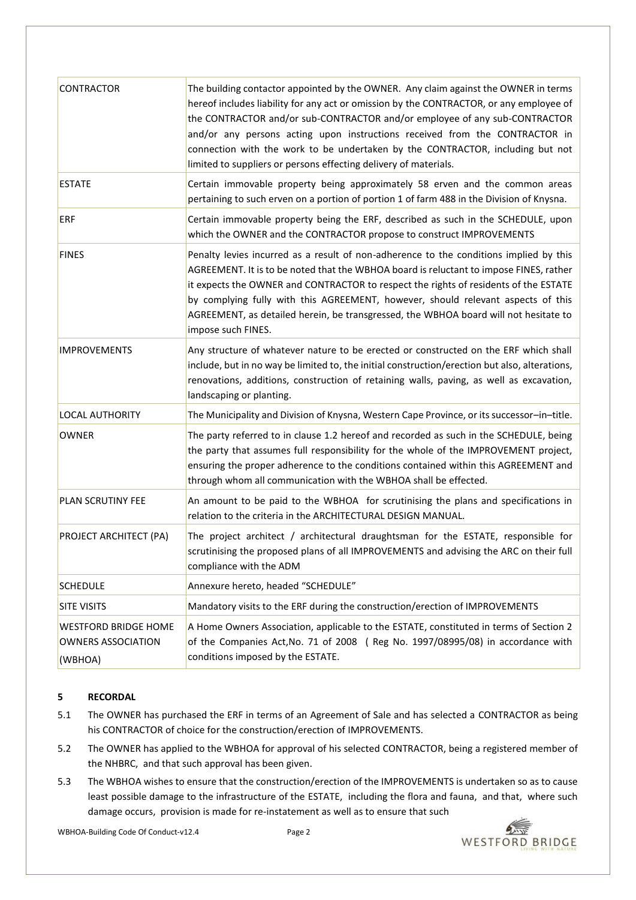| | |
|---|---|
| CONTRACTOR | The building contactor appointed by the OWNER. Any claim against the OWNER in terms hereof includes liability for any act or omission by the CONTRACTOR, or any employee of the CONTRACTOR and/or sub-CONTRACTOR and/or employee of any sub-CONTRACTOR and/or any persons acting upon instructions received from the CONTRACTOR in connection with the work to be undertaken by the CONTRACTOR, including but not limited to suppliers or persons effecting delivery of materials. |
| ESTATE | Certain immovable property being approximately 58 erven and the common areas pertaining to such erven on a portion of portion 1 of farm 488 in the Division of Knysna. |
| ERF | Certain immovable property being the ERF, described as such in the SCHEDULE, upon which the OWNER and the CONTRACTOR propose to construct IMPROVEMENTS |
| FINES | Penalty levies incurred as a result of non-adherence to the conditions implied by this AGREEMENT. It is to be noted that the WBHOA board is reluctant to impose FINES, rather it expects the OWNER and CONTRACTOR to respect the rights of residents of the ESTATE by complying fully with this AGREEMENT, however, should relevant aspects of this AGREEMENT, as detailed herein, be transgressed, the WBHOA board will not hesitate to impose such FINES. |
| IMPROVEMENTS | Any structure of whatever nature to be erected or constructed on the ERF which shall include, but in no way be limited to, the initial construction/erection but also, alterations, renovations, additions, construction of retaining walls, paving, as well as excavation, landscaping or planting. |
| LOCAL AUTHORITY | The Municipality and Division of Knysna, Western Cape Province, or its successor–in–title. |
| OWNER | The party referred to in clause 1.2 hereof and recorded as such in the SCHEDULE, being the party that assumes full responsibility for the whole of the IMPROVEMENT project, ensuring the proper adherence to the conditions contained within this AGREEMENT and through whom all communication with the WBHOA shall be effected. |
| PLAN SCRUTINY FEE | An amount to be paid to the WBHOA for scrutinising the plans and specifications in relation to the criteria in the ARCHITECTURAL DESIGN MANUAL. |
| PROJECT ARCHITECT (PA) | The project architect / architectural draughtsman for the ESTATE, responsible for scrutinising the proposed plans of all IMPROVEMENTS and advising the ARC on their full compliance with the ADM |
| SCHEDULE | Annexure hereto, headed "SCHEDULE" |
| SITE VISITS | Mandatory visits to the ERF during the construction/erection of IMPROVEMENTS |
| WESTFORD BRIDGE HOME OWNERS ASSOCIATION (WBHOA) | A Home Owners Association, applicable to the ESTATE, constituted in terms of Section 2 of the Companies Act,No. 71 of 2008 ( Reg No. 1997/08995/08) in accordance with conditions imposed by the ESTATE. |

## 5 RECORDAL

5.1 The OWNER has purchased the ERF in terms of an Agreement of Sale and has selected a CONTRACTOR as being his CONTRACTOR of choice for the construction/erection of IMPROVEMENTS.

5.2 The OWNER has applied to the WBHOA for approval of his selected CONTRACTOR, being a registered member of the NHBRC, and that such approval has been given.

5.3 The WBHOA wishes to ensure that the construction/erection of the IMPROVEMENTS is undertaken so as to cause least possible damage to the infrastructure of the ESTATE, including the flora and fauna, and that, where such damage occurs, provision is made for re-instatement as well as to ensure that such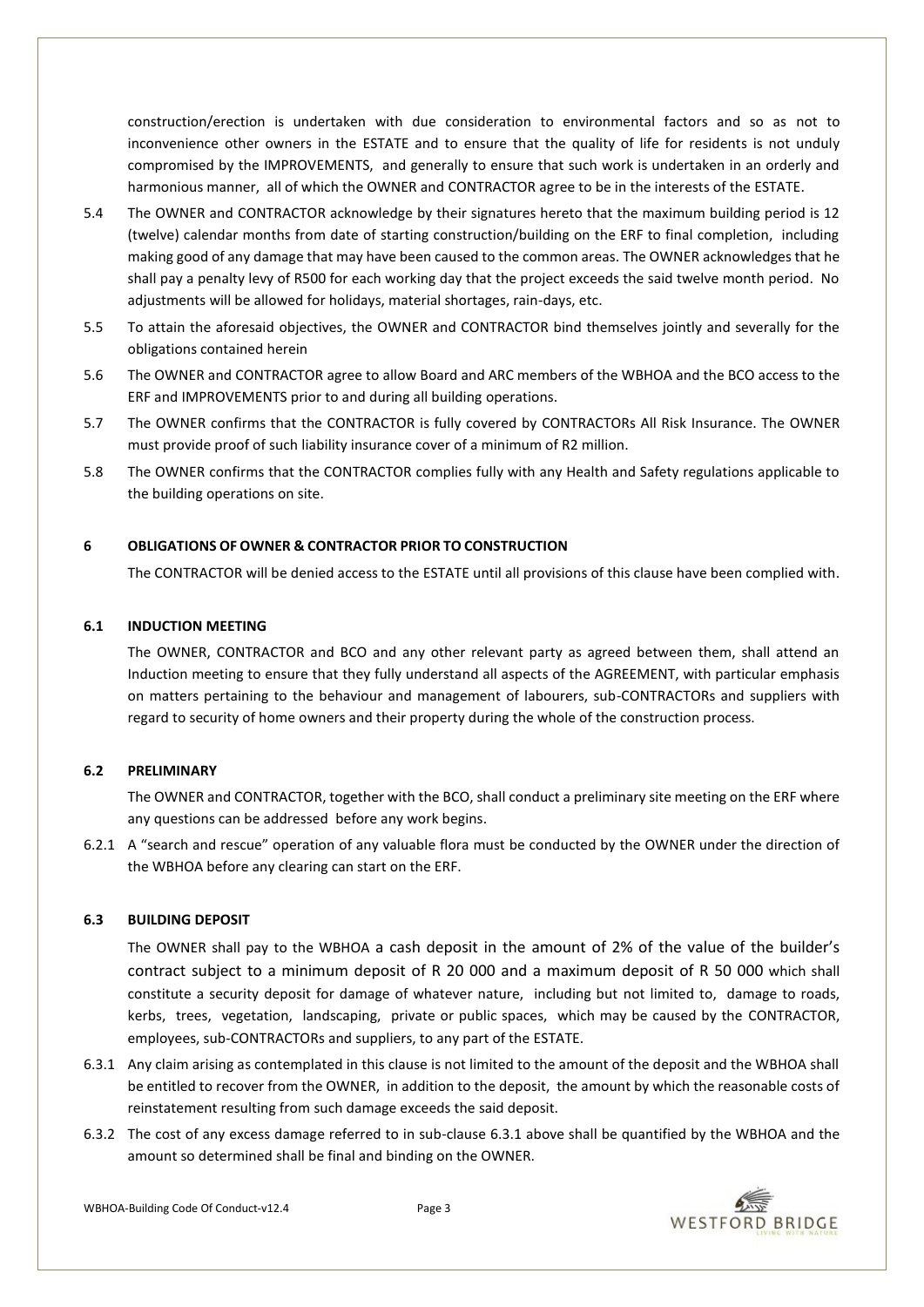construction/erection is undertaken with due consideration to environmental factors and so as not to inconvenience other owners in the ESTATE and to ensure that the quality of life for residents is not unduly compromised by the IMPROVEMENTS, and generally to ensure that such work is undertaken in an orderly and harmonious manner, all of which the OWNER and CONTRACTOR agree to be in the interests of the ESTATE.

5.4 The OWNER and CONTRACTOR acknowledge by their signatures hereto that the maximum building period is 12 (twelve) calendar months from date of starting construction/building on the ERF to final completion, including making good of any damage that may have been caused to the common areas. The OWNER acknowledges that he shall pay a penalty levy of R500 for each working day that the project exceeds the said twelve month period. No adjustments will be allowed for holidays, material shortages, rain-days, etc.

5.5 To attain the aforesaid objectives, the OWNER and CONTRACTOR bind themselves jointly and severally for the obligations contained herein

5.6 The OWNER and CONTRACTOR agree to allow Board and ARC members of the WBHOA and the BCO access to the ERF and IMPROVEMENTS prior to and during all building operations.

5.7 The OWNER confirms that the CONTRACTOR is fully covered by CONTRACTORs All Risk Insurance. The OWNER must provide proof of such liability insurance cover of a minimum of R2 million.

5.8 The OWNER confirms that the CONTRACTOR complies fully with any Health and Safety regulations applicable to the building operations on site.

## 6 OBLIGATIONS OF OWNER & CONTRACTOR PRIOR TO CONSTRUCTION

The CONTRACTOR will be denied access to the ESTATE until all provisions of this clause have been complied with.

### 6.1 INDUCTION MEETING

The OWNER, CONTRACTOR and BCO and any other relevant party as agreed between them, shall attend an Induction meeting to ensure that they fully understand all aspects of the AGREEMENT, with particular emphasis on matters pertaining to the behaviour and management of labourers, sub-CONTRACTORs and suppliers with regard to security of home owners and their property during the whole of the construction process.

### 6.2 PRELIMINARY

The OWNER and CONTRACTOR, together with the BCO, shall conduct a preliminary site meeting on the ERF where any questions can be addressed before any work begins.

6.2.1 A "search and rescue" operation of any valuable flora must be conducted by the OWNER under the direction of the WBHOA before any clearing can start on the ERF.

### 6.3 BUILDING DEPOSIT

The OWNER shall pay to the WBHOA a cash deposit in the amount of 2% of the value of the builder's contract subject to a minimum deposit of R 20 000 and a maximum deposit of R 50 000 which shall constitute a security deposit for damage of whatever nature, including but not limited to, damage to roads, kerbs, trees, vegetation, landscaping, private or public spaces, which may be caused by the CONTRACTOR, employees, sub-CONTRACTORs and suppliers, to any part of the ESTATE.

6.3.1 Any claim arising as contemplated in this clause is not limited to the amount of the deposit and the WBHOA shall be entitled to recover from the OWNER, in addition to the deposit, the amount by which the reasonable costs of reinstatement resulting from such damage exceeds the said deposit.

6.3.2 The cost of any excess damage referred to in sub-clause 6.3.1 above shall be quantified by the WBHOA and the amount so determined shall be final and binding on the OWNER.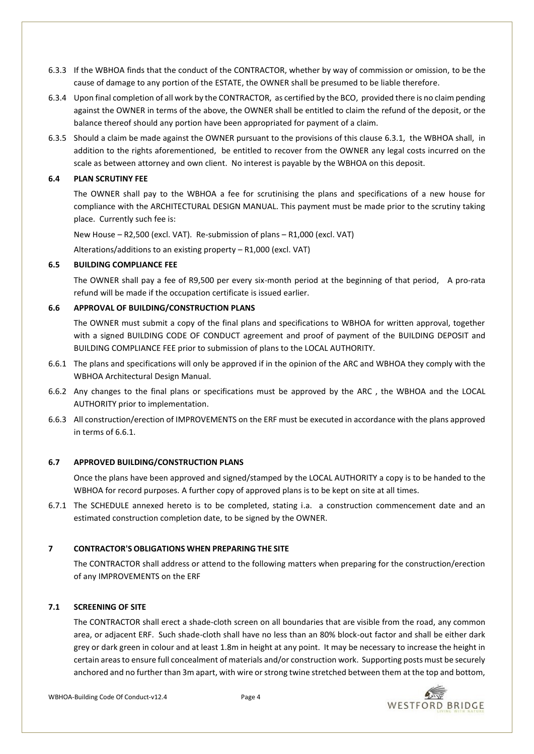6.3.3 If the WBHOA finds that the conduct of the CONTRACTOR, whether by way of commission or omission, to be the cause of damage to any portion of the ESTATE, the OWNER shall be presumed to be liable therefore.

6.3.4 Upon final completion of all work by the CONTRACTOR, as certified by the BCO, provided there is no claim pending against the OWNER in terms of the above, the OWNER shall be entitled to claim the refund of the deposit, or the balance thereof should any portion have been appropriated for payment of a claim.

6.3.5 Should a claim be made against the OWNER pursuant to the provisions of this clause 6.3.1, the WBHOA shall, in addition to the rights aforementioned, be entitled to recover from the OWNER any legal costs incurred on the scale as between attorney and own client. No interest is payable by the WBHOA on this deposit.

### 6.4 PLAN SCRUTINY FEE

The OWNER shall pay to the WBHOA a fee for scrutinising the plans and specifications of a new house for compliance with the ARCHITECTURAL DESIGN MANUAL. This payment must be made prior to the scrutiny taking place. Currently such fee is:

New House – R2,500 (excl. VAT). Re-submission of plans – R1,000 (excl. VAT)

Alterations/additions to an existing property – R1,000 (excl. VAT)

### 6.5 BUILDING COMPLIANCE FEE

The OWNER shall pay a fee of R9,500 per every six-month period at the beginning of that period, A pro-rata refund will be made if the occupation certificate is issued earlier.

### 6.6 APPROVAL OF BUILDING/CONSTRUCTION PLANS

The OWNER must submit a copy of the final plans and specifications to WBHOA for written approval, together with a signed BUILDING CODE OF CONDUCT agreement and proof of payment of the BUILDING DEPOSIT and BUILDING COMPLIANCE FEE prior to submission of plans to the LOCAL AUTHORITY.

6.6.1 The plans and specifications will only be approved if in the opinion of the ARC and WBHOA they comply with the WBHOA Architectural Design Manual.

6.6.2 Any changes to the final plans or specifications must be approved by the ARC , the WBHOA and the LOCAL AUTHORITY prior to implementation.

6.6.3 All construction/erection of IMPROVEMENTS on the ERF must be executed in accordance with the plans approved in terms of 6.6.1.

### 6.7 APPROVED BUILDING/CONSTRUCTION PLANS

Once the plans have been approved and signed/stamped by the LOCAL AUTHORITY a copy is to be handed to the WBHOA for record purposes. A further copy of approved plans is to be kept on site at all times.

6.7.1 The SCHEDULE annexed hereto is to be completed, stating i.a. a construction commencement date and an estimated construction completion date, to be signed by the OWNER.

## 7 CONTRACTOR'S OBLIGATIONS WHEN PREPARING THE SITE

The CONTRACTOR shall address or attend to the following matters when preparing for the construction/erection of any IMPROVEMENTS on the ERF

### 7.1 SCREENING OF SITE

The CONTRACTOR shall erect a shade-cloth screen on all boundaries that are visible from the road, any common area, or adjacent ERF. Such shade-cloth shall have no less than an 80% block-out factor and shall be either dark grey or dark green in colour and at least 1.8m in height at any point. It may be necessary to increase the height in certain areas to ensure full concealment of materials and/or construction work. Supporting posts must be securely anchored and no further than 3m apart, with wire or strong twine stretched between them at the top and bottom,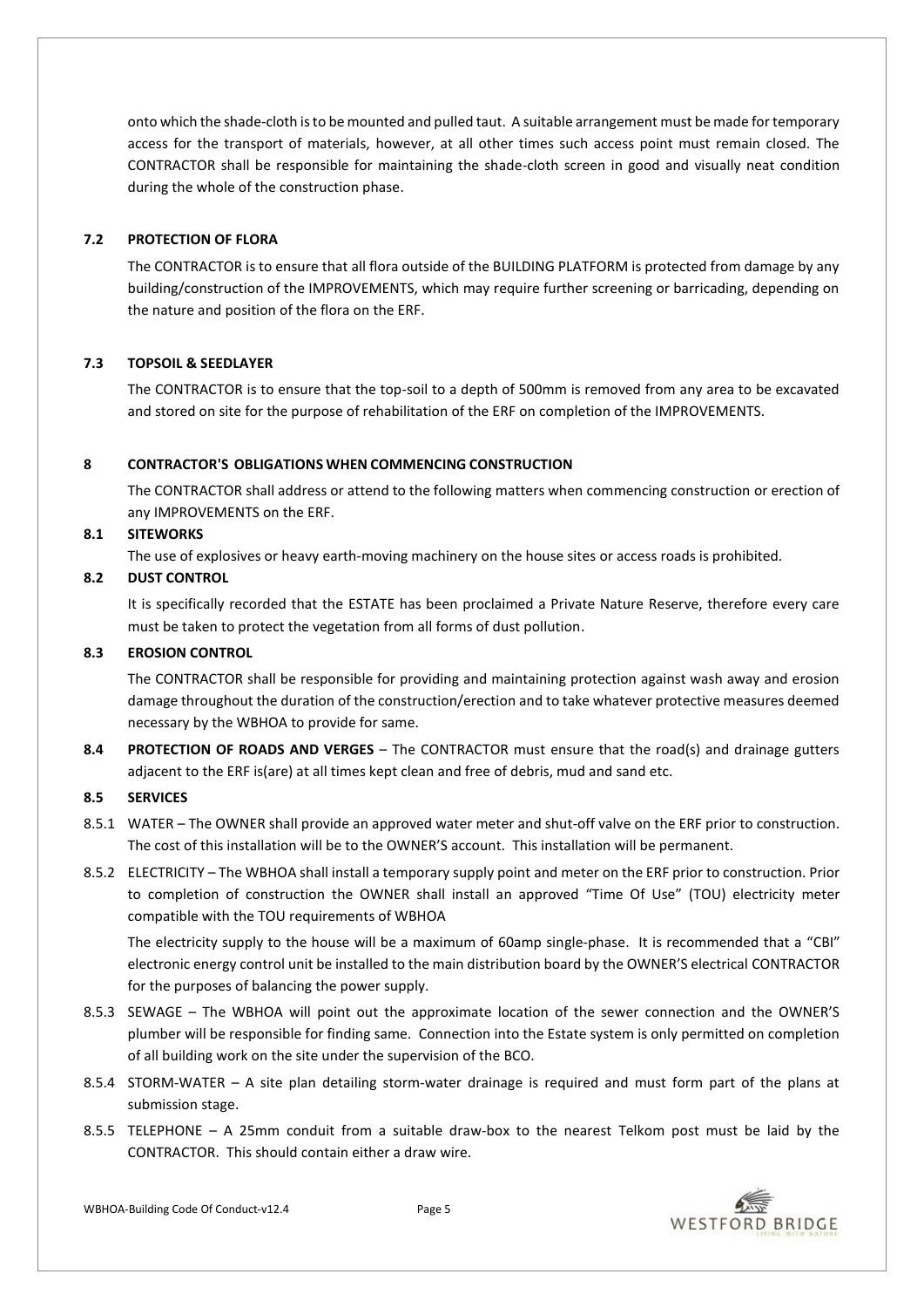onto which the shade-cloth is to be mounted and pulled taut. A suitable arrangement must be made for temporary access for the transport of materials, however, at all other times such access point must remain closed. The CONTRACTOR shall be responsible for maintaining the shade-cloth screen in good and visually neat condition during the whole of the construction phase.

### 7.2 PROTECTION OF FLORA

The CONTRACTOR is to ensure that all flora outside of the BUILDING PLATFORM is protected from damage by any building/construction of the IMPROVEMENTS, which may require further screening or barricading, depending on the nature and position of the flora on the ERF.

### 7.3 TOPSOIL & SEEDLAYER

The CONTRACTOR is to ensure that the top-soil to a depth of 500mm is removed from any area to be excavated and stored on site for the purpose of rehabilitation of the ERF on completion of the IMPROVEMENTS.

## 8 CONTRACTOR'S OBLIGATIONS WHEN COMMENCING CONSTRUCTION

The CONTRACTOR shall address or attend to the following matters when commencing construction or erection of any IMPROVEMENTS on the ERF.

### 8.1 SITEWORKS

The use of explosives or heavy earth-moving machinery on the house sites or access roads is prohibited.

### 8.2 DUST CONTROL

It is specifically recorded that the ESTATE has been proclaimed a Private Nature Reserve, therefore every care must be taken to protect the vegetation from all forms of dust pollution.

### 8.3 EROSION CONTROL

The CONTRACTOR shall be responsible for providing and maintaining protection against wash away and erosion damage throughout the duration of the construction/erection and to take whatever protective measures deemed necessary by the WBHOA to provide for same.

**8.4 PROTECTION OF ROADS AND VERGES** – The CONTRACTOR must ensure that the road(s) and drainage gutters adjacent to the ERF is(are) at all times kept clean and free of debris, mud and sand etc.

### 8.5 SERVICES

8.5.1 WATER – The OWNER shall provide an approved water meter and shut-off valve on the ERF prior to construction. The cost of this installation will be to the OWNER'S account. This installation will be permanent.

8.5.2 ELECTRICITY – The WBHOA shall install a temporary supply point and meter on the ERF prior to construction. Prior to completion of construction the OWNER shall install an approved "Time Of Use" (TOU) electricity meter compatible with the TOU requirements of WBHOA

The electricity supply to the house will be a maximum of 60amp single-phase. It is recommended that a "CBI" electronic energy control unit be installed to the main distribution board by the OWNER'S electrical CONTRACTOR for the purposes of balancing the power supply.

8.5.3 SEWAGE – The WBHOA will point out the approximate location of the sewer connection and the OWNER'S plumber will be responsible for finding same. Connection into the Estate system is only permitted on completion of all building work on the site under the supervision of the BCO.

8.5.4 STORM-WATER – A site plan detailing storm-water drainage is required and must form part of the plans at submission stage.

8.5.5 TELEPHONE – A 25mm conduit from a suitable draw-box to the nearest Telkom post must be laid by the CONTRACTOR. This should contain either a draw wire.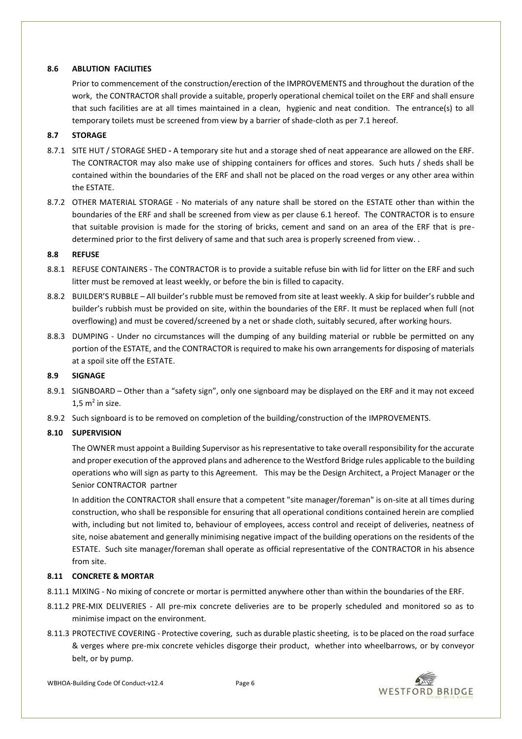### 8.6 ABLUTION FACILITIES

Prior to commencement of the construction/erection of the IMPROVEMENTS and throughout the duration of the work, the CONTRACTOR shall provide a suitable, properly operational chemical toilet on the ERF and shall ensure that such facilities are at all times maintained in a clean, hygienic and neat condition. The entrance(s) to all temporary toilets must be screened from view by a barrier of shade-cloth as per 7.1 hereof.

### 8.7 STORAGE

8.7.1 SITE HUT / STORAGE SHED **-** A temporary site hut and a storage shed of neat appearance are allowed on the ERF. The CONTRACTOR may also make use of shipping containers for offices and stores. Such huts / sheds shall be contained within the boundaries of the ERF and shall not be placed on the road verges or any other area within the ESTATE.

8.7.2 OTHER MATERIAL STORAGE - No materials of any nature shall be stored on the ESTATE other than within the boundaries of the ERF and shall be screened from view as per clause 6.1 hereof. The CONTRACTOR is to ensure that suitable provision is made for the storing of bricks, cement and sand on an area of the ERF that is pre-determined prior to the first delivery of same and that such area is properly screened from view. .

### 8.8 REFUSE

8.8.1 REFUSE CONTAINERS - The CONTRACTOR is to provide a suitable refuse bin with lid for litter on the ERF and such litter must be removed at least weekly, or before the bin is filled to capacity.

8.8.2 BUILDER'S RUBBLE – All builder's rubble must be removed from site at least weekly. A skip for builder's rubble and builder's rubbish must be provided on site, within the boundaries of the ERF. It must be replaced when full (not overflowing) and must be covered/screened by a net or shade cloth, suitably secured, after working hours.

8.8.3 DUMPING - Under no circumstances will the dumping of any building material or rubble be permitted on any portion of the ESTATE, and the CONTRACTOR is required to make his own arrangements for disposing of materials at a spoil site off the ESTATE.

### 8.9 SIGNAGE

8.9.1 SIGNBOARD – Other than a "safety sign", only one signboard may be displayed on the ERF and it may not exceed 1,5 $m^2$ in size.

8.9.2 Such signboard is to be removed on completion of the building/construction of the IMPROVEMENTS.

### 8.10 SUPERVISION

The OWNER must appoint a Building Supervisor as his representative to take overall responsibility for the accurate and proper execution of the approved plans and adherence to the Westford Bridge rules applicable to the building operations who will sign as party to this Agreement. This may be the Design Architect, a Project Manager or the Senior CONTRACTOR partner

In addition the CONTRACTOR shall ensure that a competent "site manager/foreman" is on-site at all times during construction, who shall be responsible for ensuring that all operational conditions contained herein are complied with, including but not limited to, behaviour of employees, access control and receipt of deliveries, neatness of site, noise abatement and generally minimising negative impact of the building operations on the residents of the ESTATE. Such site manager/foreman shall operate as official representative of the CONTRACTOR in his absence from site.

### 8.11 CONCRETE & MORTAR

8.11.1 MIXING - No mixing of concrete or mortar is permitted anywhere other than within the boundaries of the ERF.

8.11.2 PRE-MIX DELIVERIES - All pre-mix concrete deliveries are to be properly scheduled and monitored so as to minimise impact on the environment.

8.11.3 PROTECTIVE COVERING - Protective covering, such as durable plastic sheeting, is to be placed on the road surface & verges where pre-mix concrete vehicles disgorge their product, whether into wheelbarrows, or by conveyor belt, or by pump.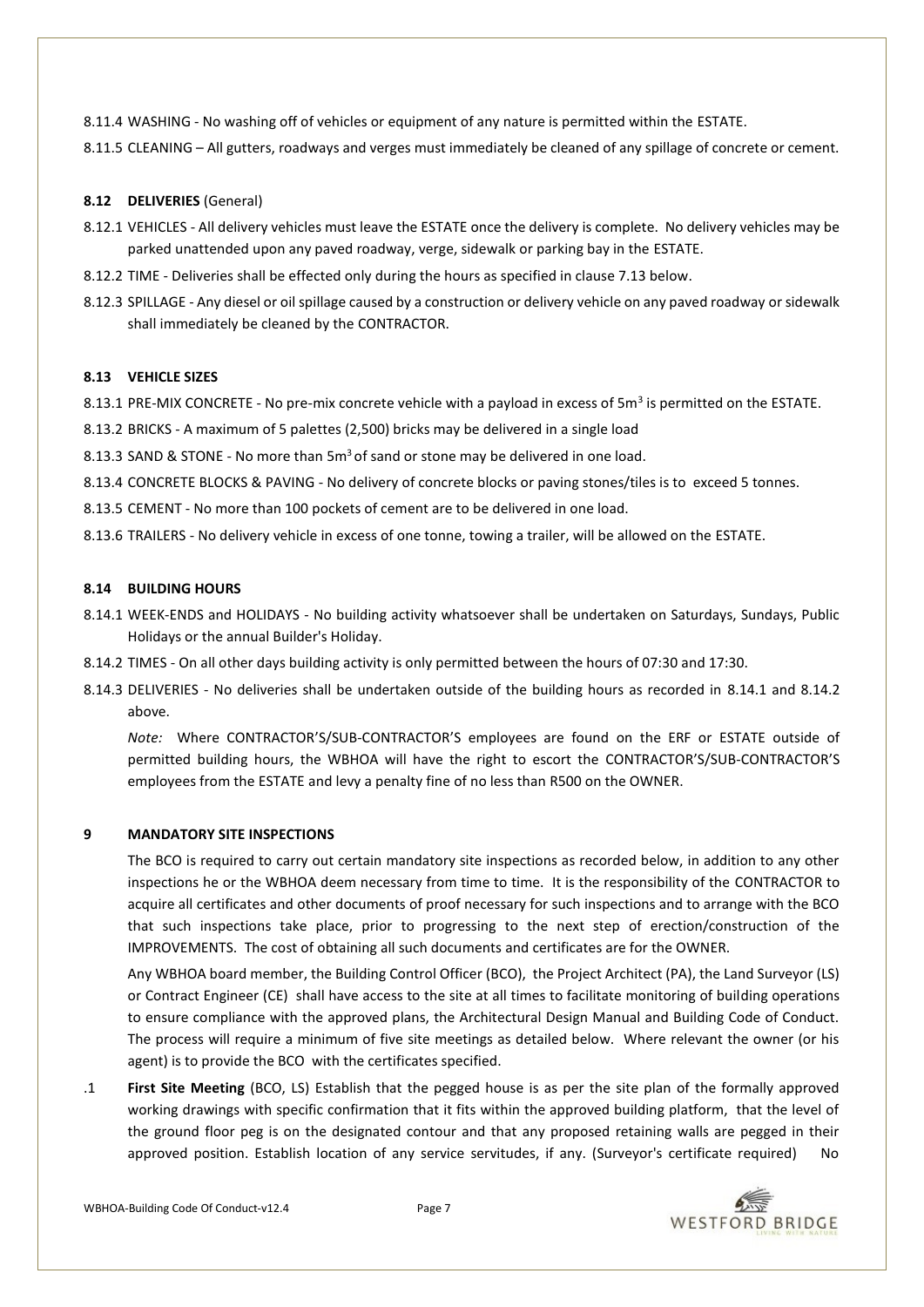8.11.4 WASHING - No washing off of vehicles or equipment of any nature is permitted within the ESTATE.

8.11.5 CLEANING – All gutters, roadways and verges must immediately be cleaned of any spillage of concrete or cement.

### 8.12 DELIVERIES (General)

8.12.1 VEHICLES - All delivery vehicles must leave the ESTATE once the delivery is complete. No delivery vehicles may be parked unattended upon any paved roadway, verge, sidewalk or parking bay in the ESTATE.

8.12.2 TIME - Deliveries shall be effected only during the hours as specified in clause 7.13 below.

8.12.3 SPILLAGE - Any diesel or oil spillage caused by a construction or delivery vehicle on any paved roadway or sidewalk shall immediately be cleaned by the CONTRACTOR.

### 8.13 VEHICLE SIZES

8.13.1 PRE-MIX CONCRETE - No pre-mix concrete vehicle with a payload in excess of $5m^3$ is permitted on the ESTATE.

8.13.2 BRICKS - A maximum of 5 palettes (2,500) bricks may be delivered in a single load

8.13.3 SAND & STONE - No more than $5m^3$ of sand or stone may be delivered in one load.

8.13.4 CONCRETE BLOCKS & PAVING - No delivery of concrete blocks or paving stones/tiles is to exceed 5 tonnes.

8.13.5 CEMENT - No more than 100 pockets of cement are to be delivered in one load.

8.13.6 TRAILERS - No delivery vehicle in excess of one tonne, towing a trailer, will be allowed on the ESTATE.

### 8.14 BUILDING HOURS

8.14.1 WEEK-ENDS and HOLIDAYS - No building activity whatsoever shall be undertaken on Saturdays, Sundays, Public Holidays or the annual Builder's Holiday.

8.14.2 TIMES - On all other days building activity is only permitted between the hours of 07:30 and 17:30.

8.14.3 DELIVERIES - No deliveries shall be undertaken outside of the building hours as recorded in 8.14.1 and 8.14.2 above.

*Note:* Where CONTRACTOR'S/SUB-CONTRACTOR'S employees are found on the ERF or ESTATE outside of permitted building hours, the WBHOA will have the right to escort the CONTRACTOR'S/SUB-CONTRACTOR'S employees from the ESTATE and levy a penalty fine of no less than R500 on the OWNER.

## 9 MANDATORY SITE INSPECTIONS

The BCO is required to carry out certain mandatory site inspections as recorded below, in addition to any other inspections he or the WBHOA deem necessary from time to time. It is the responsibility of the CONTRACTOR to acquire all certificates and other documents of proof necessary for such inspections and to arrange with the BCO that such inspections take place, prior to progressing to the next step of erection/construction of the IMPROVEMENTS. The cost of obtaining all such documents and certificates are for the OWNER.

Any WBHOA board member, the Building Control Officer (BCO), the Project Architect (PA), the Land Surveyor (LS) or Contract Engineer (CE) shall have access to the site at all times to facilitate monitoring of building operations to ensure compliance with the approved plans, the Architectural Design Manual and Building Code of Conduct. The process will require a minimum of five site meetings as detailed below. Where relevant the owner (or his agent) is to provide the BCO with the certificates specified.

.1 **First Site Meeting** (BCO, LS) Establish that the pegged house is as per the site plan of the formally approved working drawings with specific confirmation that it fits within the approved building platform, that the level of the ground floor peg is on the designated contour and that any proposed retaining walls are pegged in their approved position. Establish location of any service servitudes, if any. (Surveyor's certificate required) No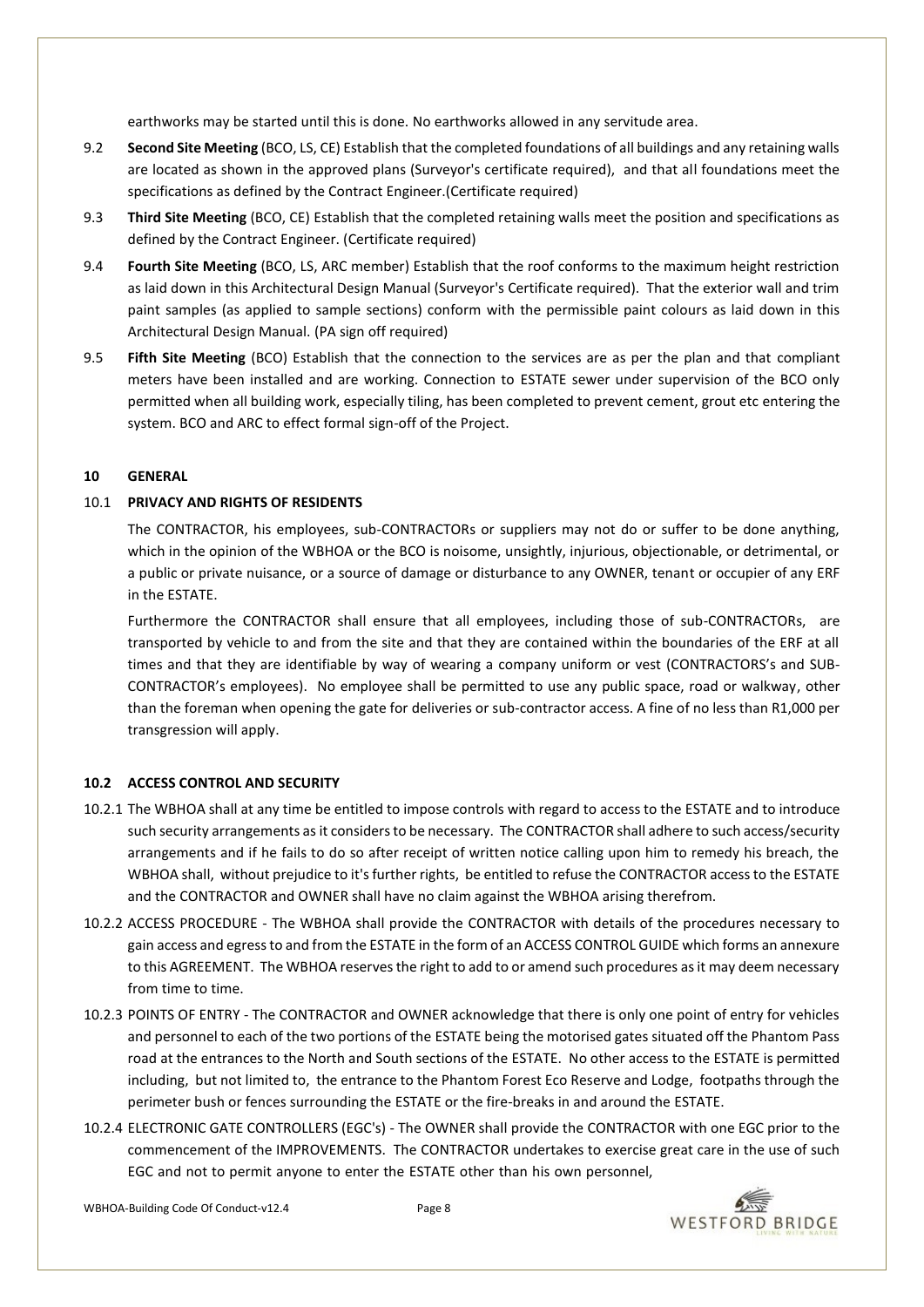earthworks may be started until this is done. No earthworks allowed in any servitude area.

9.2 **Second Site Meeting** (BCO, LS, CE) Establish that the completed foundations of all buildings and any retaining walls are located as shown in the approved plans (Surveyor's certificate required), and that all foundations meet the specifications as defined by the Contract Engineer.(Certificate required)

9.3 **Third Site Meeting** (BCO, CE) Establish that the completed retaining walls meet the position and specifications as defined by the Contract Engineer. (Certificate required)

9.4 **Fourth Site Meeting** (BCO, LS, ARC member) Establish that the roof conforms to the maximum height restriction as laid down in this Architectural Design Manual (Surveyor's Certificate required). That the exterior wall and trim paint samples (as applied to sample sections) conform with the permissible paint colours as laid down in this Architectural Design Manual. (PA sign off required)

9.5 **Fifth Site Meeting** (BCO) Establish that the connection to the services are as per the plan and that compliant meters have been installed and are working. Connection to ESTATE sewer under supervision of the BCO only permitted when all building work, especially tiling, has been completed to prevent cement, grout etc entering the system. BCO and ARC to effect formal sign-off of the Project.

## 10 GENERAL

### 10.1 PRIVACY AND RIGHTS OF RESIDENTS

The CONTRACTOR, his employees, sub-CONTRACTORs or suppliers may not do or suffer to be done anything, which in the opinion of the WBHOA or the BCO is noisome, unsightly, injurious, objectionable, or detrimental, or a public or private nuisance, or a source of damage or disturbance to any OWNER, tenant or occupier of any ERF in the ESTATE.

Furthermore the CONTRACTOR shall ensure that all employees, including those of sub-CONTRACTORs, are transported by vehicle to and from the site and that they are contained within the boundaries of the ERF at all times and that they are identifiable by way of wearing a company uniform or vest (CONTRACTORS's and SUB-CONTRACTOR's employees). No employee shall be permitted to use any public space, road or walkway, other than the foreman when opening the gate for deliveries or sub-contractor access. A fine of no less than R1,000 per transgression will apply.

### 10.2 ACCESS CONTROL AND SECURITY

10.2.1 The WBHOA shall at any time be entitled to impose controls with regard to access to the ESTATE and to introduce such security arrangements as it considers to be necessary. The CONTRACTOR shall adhere to such access/security arrangements and if he fails to do so after receipt of written notice calling upon him to remedy his breach, the WBHOA shall, without prejudice to it's further rights, be entitled to refuse the CONTRACTOR access to the ESTATE and the CONTRACTOR and OWNER shall have no claim against the WBHOA arising therefrom.

10.2.2 ACCESS PROCEDURE - The WBHOA shall provide the CONTRACTOR with details of the procedures necessary to gain access and egress to and from the ESTATE in the form of an ACCESS CONTROL GUIDE which forms an annexure to this AGREEMENT. The WBHOA reserves the right to add to or amend such procedures as it may deem necessary from time to time.

10.2.3 POINTS OF ENTRY - The CONTRACTOR and OWNER acknowledge that there is only one point of entry for vehicles and personnel to each of the two portions of the ESTATE being the motorised gates situated off the Phantom Pass road at the entrances to the North and South sections of the ESTATE. No other access to the ESTATE is permitted including, but not limited to, the entrance to the Phantom Forest Eco Reserve and Lodge, footpaths through the perimeter bush or fences surrounding the ESTATE or the fire-breaks in and around the ESTATE.

10.2.4 ELECTRONIC GATE CONTROLLERS (EGC's) - The OWNER shall provide the CONTRACTOR with one EGC prior to the commencement of the IMPROVEMENTS. The CONTRACTOR undertakes to exercise great care in the use of such EGC and not to permit anyone to enter the ESTATE other than his own personnel,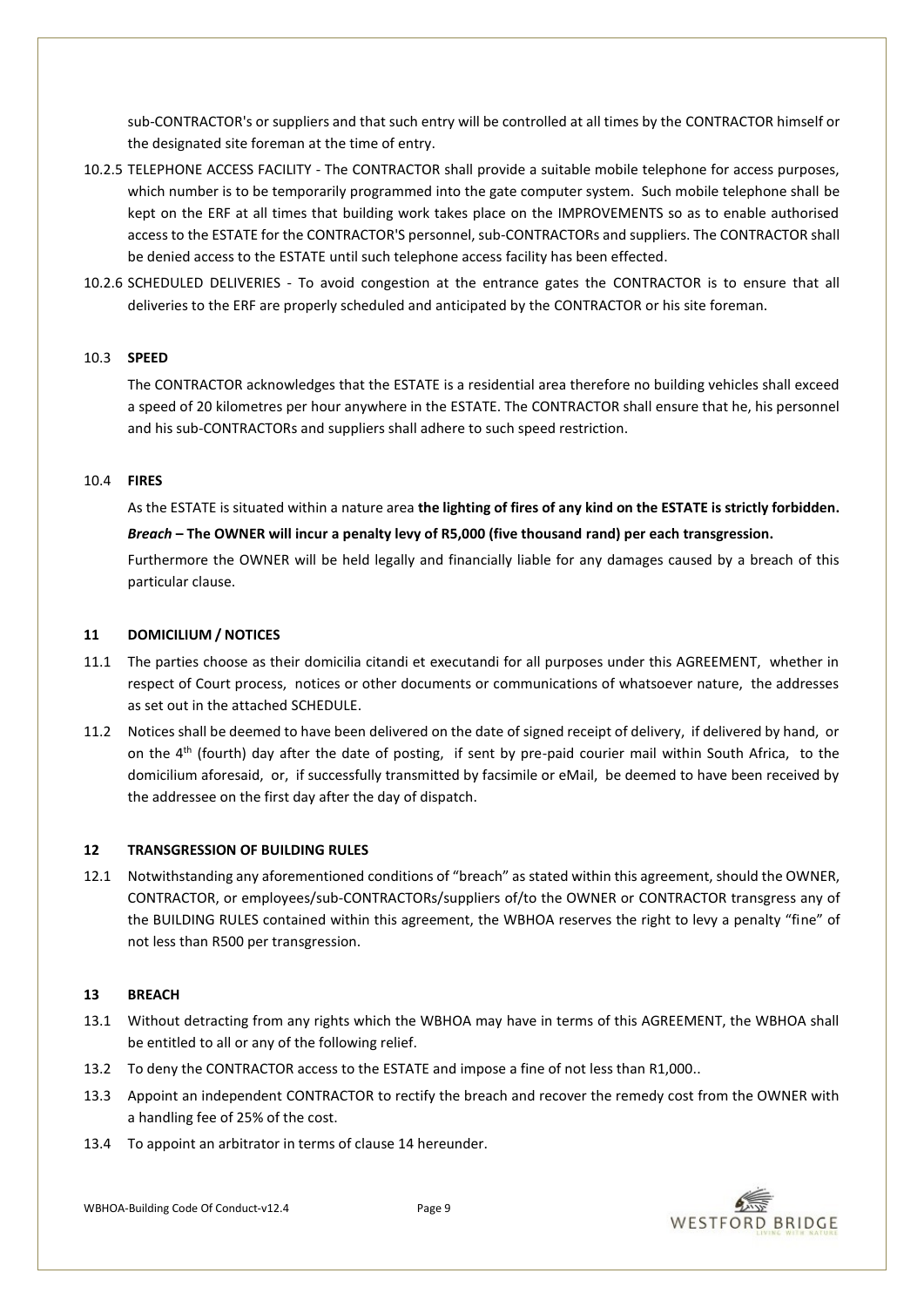sub-CONTRACTOR's or suppliers and that such entry will be controlled at all times by the CONTRACTOR himself or the designated site foreman at the time of entry.

10.2.5 TELEPHONE ACCESS FACILITY - The CONTRACTOR shall provide a suitable mobile telephone for access purposes, which number is to be temporarily programmed into the gate computer system. Such mobile telephone shall be kept on the ERF at all times that building work takes place on the IMPROVEMENTS so as to enable authorised access to the ESTATE for the CONTRACTOR'S personnel, sub-CONTRACTORs and suppliers. The CONTRACTOR shall be denied access to the ESTATE until such telephone access facility has been effected.

10.2.6 SCHEDULED DELIVERIES - To avoid congestion at the entrance gates the CONTRACTOR is to ensure that all deliveries to the ERF are properly scheduled and anticipated by the CONTRACTOR or his site foreman.

10.3 **SPEED**

The CONTRACTOR acknowledges that the ESTATE is a residential area therefore no building vehicles shall exceed a speed of 20 kilometres per hour anywhere in the ESTATE. The CONTRACTOR shall ensure that he, his personnel and his sub-CONTRACTORs and suppliers shall adhere to such speed restriction.

10.4 **FIRES**

As the ESTATE is situated within a nature area **the lighting of fires of any kind on the ESTATE is strictly forbidden.**

***Breach* – The OWNER will incur a penalty levy of R5,000 (five thousand rand) per each transgression.**

Furthermore the OWNER will be held legally and financially liable for any damages caused by a breach of this particular clause.

## 11 DOMICILIUM / NOTICES

11.1 The parties choose as their domicilia citandi et executandi for all purposes under this AGREEMENT, whether in respect of Court process, notices or other documents or communications of whatsoever nature, the addresses as set out in the attached SCHEDULE.

11.2 Notices shall be deemed to have been delivered on the date of signed receipt of delivery, if delivered by hand, or on the 4th (fourth) day after the date of posting, if sent by pre-paid courier mail within South Africa, to the domicilium aforesaid, or, if successfully transmitted by facsimile or eMail, be deemed to have been received by the addressee on the first day after the day of dispatch.

## 12 TRANSGRESSION OF BUILDING RULES

12.1 Notwithstanding any aforementioned conditions of "breach" as stated within this agreement, should the OWNER, CONTRACTOR, or employees/sub-CONTRACTORs/suppliers of/to the OWNER or CONTRACTOR transgress any of the BUILDING RULES contained within this agreement, the WBHOA reserves the right to levy a penalty "fine" of not less than R500 per transgression.

## 13 BREACH

13.1 Without detracting from any rights which the WBHOA may have in terms of this AGREEMENT, the WBHOA shall be entitled to all or any of the following relief.

13.2 To deny the CONTRACTOR access to the ESTATE and impose a fine of not less than R1,000..

13.3 Appoint an independent CONTRACTOR to rectify the breach and recover the remedy cost from the OWNER with a handling fee of 25% of the cost.

13.4 To appoint an arbitrator in terms of clause 14 hereunder.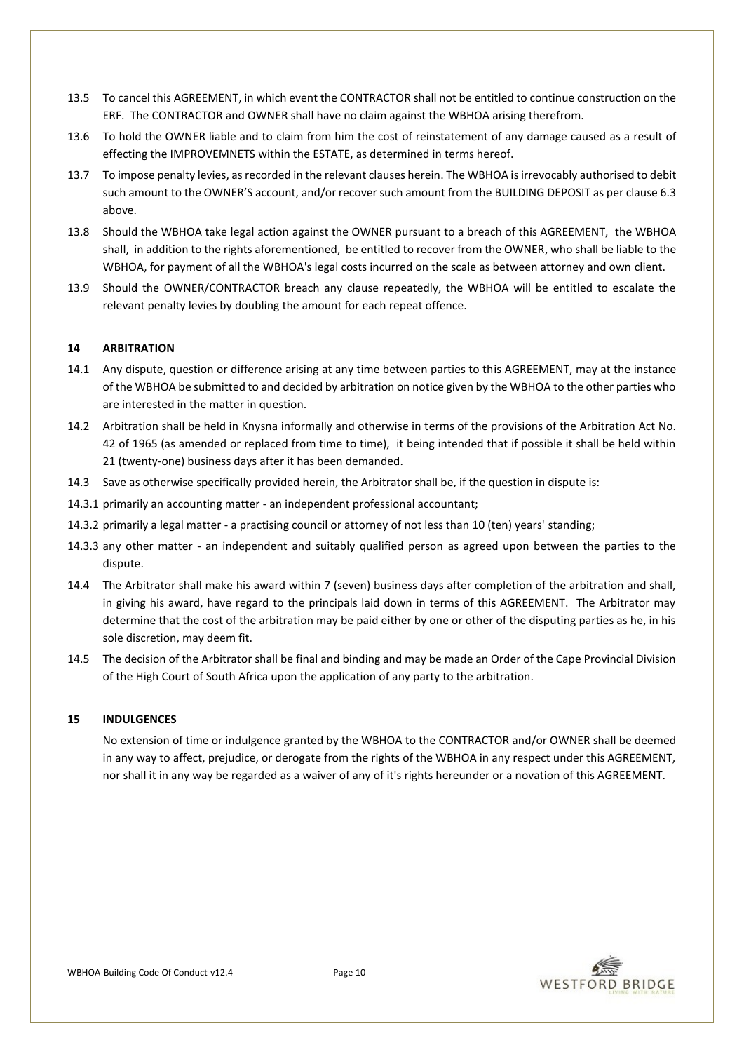13.5 To cancel this AGREEMENT, in which event the CONTRACTOR shall not be entitled to continue construction on the ERF. The CONTRACTOR and OWNER shall have no claim against the WBHOA arising therefrom.

13.6 To hold the OWNER liable and to claim from him the cost of reinstatement of any damage caused as a result of effecting the IMPROVEMNETS within the ESTATE, as determined in terms hereof.

13.7 To impose penalty levies, as recorded in the relevant clauses herein. The WBHOA is irrevocably authorised to debit such amount to the OWNER'S account, and/or recover such amount from the BUILDING DEPOSIT as per clause 6.3 above.

13.8 Should the WBHOA take legal action against the OWNER pursuant to a breach of this AGREEMENT, the WBHOA shall, in addition to the rights aforementioned, be entitled to recover from the OWNER, who shall be liable to the WBHOA, for payment of all the WBHOA's legal costs incurred on the scale as between attorney and own client.

13.9 Should the OWNER/CONTRACTOR breach any clause repeatedly, the WBHOA will be entitled to escalate the relevant penalty levies by doubling the amount for each repeat offence.

## 14 ARBITRATION

14.1 Any dispute, question or difference arising at any time between parties to this AGREEMENT, may at the instance of the WBHOA be submitted to and decided by arbitration on notice given by the WBHOA to the other parties who are interested in the matter in question.

14.2 Arbitration shall be held in Knysna informally and otherwise in terms of the provisions of the Arbitration Act No. 42 of 1965 (as amended or replaced from time to time), it being intended that if possible it shall be held within 21 (twenty-one) business days after it has been demanded.

14.3 Save as otherwise specifically provided herein, the Arbitrator shall be, if the question in dispute is:

14.3.1 primarily an accounting matter - an independent professional accountant;

14.3.2 primarily a legal matter - a practising council or attorney of not less than 10 (ten) years' standing;

14.3.3 any other matter - an independent and suitably qualified person as agreed upon between the parties to the dispute.

14.4 The Arbitrator shall make his award within 7 (seven) business days after completion of the arbitration and shall, in giving his award, have regard to the principals laid down in terms of this AGREEMENT. The Arbitrator may determine that the cost of the arbitration may be paid either by one or other of the disputing parties as he, in his sole discretion, may deem fit.

14.5 The decision of the Arbitrator shall be final and binding and may be made an Order of the Cape Provincial Division of the High Court of South Africa upon the application of any party to the arbitration.

## 15 INDULGENCES

No extension of time or indulgence granted by the WBHOA to the CONTRACTOR and/or OWNER shall be deemed in any way to affect, prejudice, or derogate from the rights of the WBHOA in any respect under this AGREEMENT, nor shall it in any way be regarded as a waiver of any of it's rights hereunder or a novation of this AGREEMENT.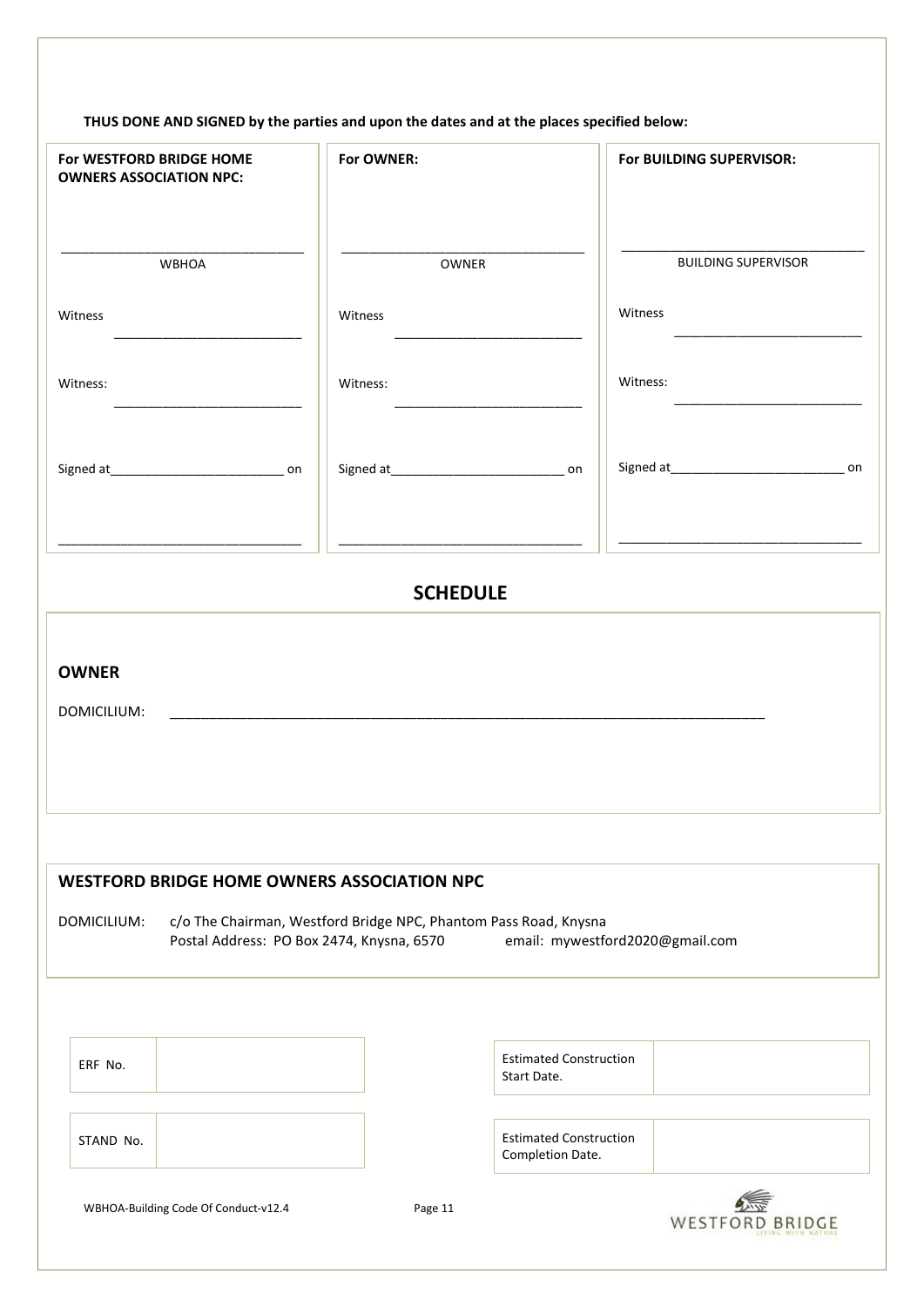**THUS DONE AND SIGNED by the parties and upon the dates and at the places specified below:**

| **For WESTFORD BRIDGE HOME OWNERS ASSOCIATION NPC:** | **For OWNER:** | **For BUILDING SUPERVISOR:** |
|---|---|---|
| ________________________________ WBHOA | ________________________________ OWNER | ________________________________ BUILDING SUPERVISOR |
| Witness ________________________ | Witness ________________________ | Witness ________________________ |
| Witness: ________________________ | Witness: ________________________ | Witness: ________________________ |
| Signed at________________________ on | Signed at________________________ on | Signed at________________________ on |
| ________________________________ | ________________________________ | ________________________________ |

## SCHEDULE

### OWNER

DOMICILIUM: ________________________________________________________________________

### WESTFORD BRIDGE HOME OWNERS ASSOCIATION NPC

DOMICILIUM: c/o The Chairman, Westford Bridge NPC, Phantom Pass Road, Knysna
Postal Address: PO Box 2474, Knysna, 6570 email: mywestford2020@gmail.com

| | |
|---|---|
| ERF No. | |
| STAND No. | |

| | |
|---|---|
| Estimated Construction Start Date. | |
| Estimated Construction Completion Date. | |